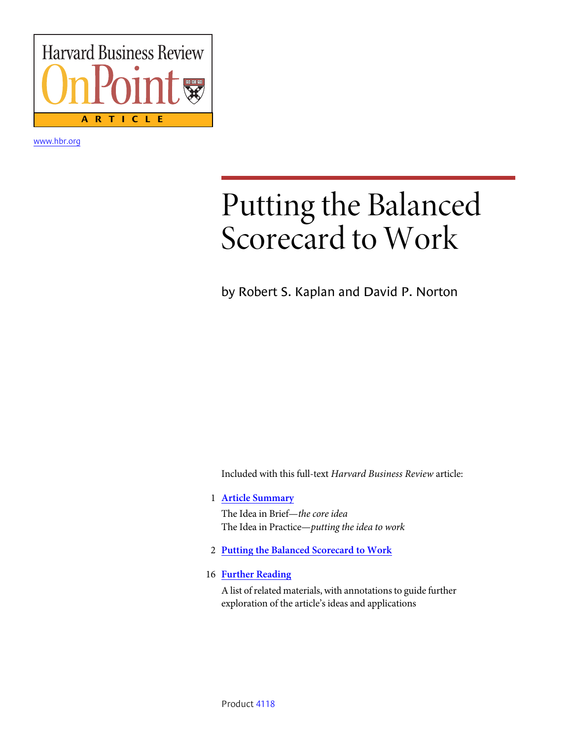Harvard Business Review OnPoint

ARTICLE

www.hbr.org

# Putting the Balanced Scorecard to Work

by Robert S. Kaplan and David P. Norton

Included with this full-text *Harvard Business Review* article:

1 **Article Summary**

The Idea in Brief—*the core idea*

The Idea in Practice—*putting the idea to work*

2 **Putting the Balanced Scorecard to Work**

16 **Further Reading**

A list of related materials, with annotations to guide further exploration of the article's ideas and applications

Product 4118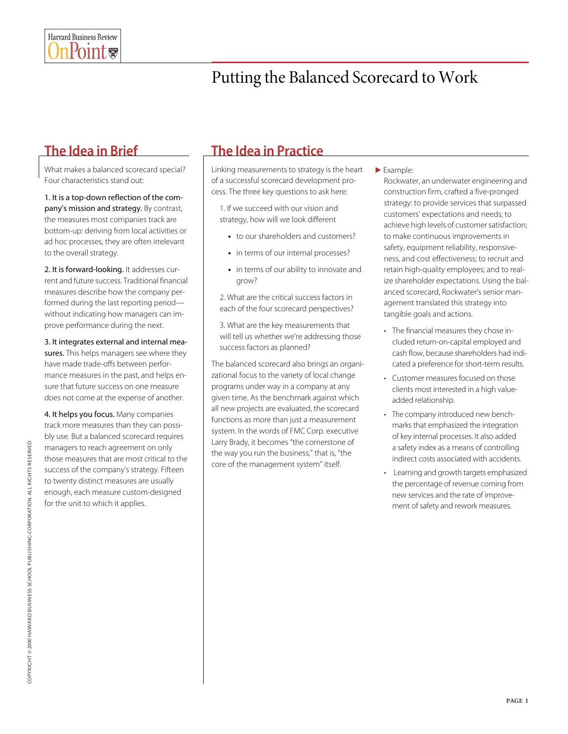# Putting the Balanced Scorecard to Work

## The Idea in Brief

What makes a balanced scorecard special? Four characteristics stand out:

**1. It is a top-down reflection of the company's mission and strategy.** By contrast, the measures most companies track are bottom-up: deriving from local activities or ad hoc processes, they are often irrelevant to the overall strategy.

**2. It is forward-looking.** It addresses current and future success. Traditional financial measures describe how the company performed during the last reporting period—without indicating how managers can improve performance during the next.

**3. It integrates external and internal measures.** This helps managers see where they have made trade-offs between performance measures in the past, and helps ensure that future success on one measure does not come at the expense of another.

**4. It helps you focus.** Many companies track more measures than they can possibly use. But a balanced scorecard requires managers to reach agreement on only those measures that are most critical to the success of the company's strategy. Fifteen to twenty distinct measures are usually enough, each measure custom-designed for the unit to which it applies.

## The Idea in Practice

Linking measurements to strategy is the heart of a successful scorecard development process. The three key questions to ask here:

1. If we succeed with our vision and strategy, how will we look different
   - to our shareholders and customers?
   - in terms of our internal processes?
   - in terms of our ability to innovate and grow?
2. What are the critical success factors in each of the four scorecard perspectives?
3. What are the key measurements that will tell us whether we're addressing those success factors as planned?

The balanced scorecard also brings an organizational focus to the variety of local change programs under way in a company at any given time. As the benchmark against which all new projects are evaluated, the scorecard functions as more than just a measurement system. In the words of FMC Corp. executive Larry Brady, it becomes "the cornerstone of the way you run the business," that is, "the core of the management system" itself.

▶ Example:

Rockwater, an underwater engineering and construction firm, crafted a five-pronged strategy: to provide services that surpassed customers' expectations and needs; to achieve high levels of customer satisfaction; to make continuous improvements in safety, equipment reliability, responsiveness, and cost effectiveness; to recruit and retain high-quality employees; and to realize shareholder expectations. Using the balanced scorecard, Rockwater's senior management translated this strategy into tangible goals and actions.

- The financial measures they chose included return-on-capital employed and cash flow, because shareholders had indicated a preference for short-term results.
- Customer measures focused on those clients most interested in a high value-added relationship.
- The company introduced new benchmarks that emphasized the integration of key internal processes. It also added a safety index as a means of controlling indirect costs associated with accidents.
- Learning and growth targets emphasized the percentage of revenue coming from new services and the rate of improvement of safety and rework measures.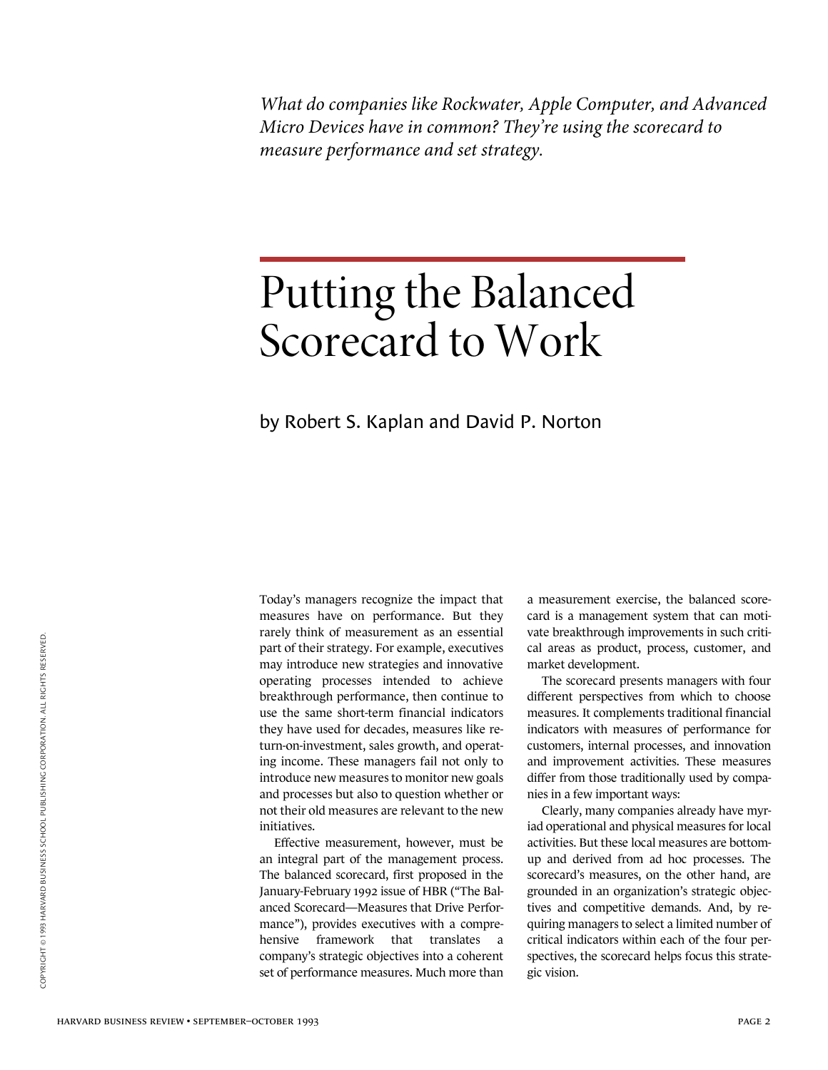*What do companies like Rockwater, Apple Computer, and Advanced Micro Devices have in common? They're using the scorecard to measure performance and set strategy.*

# Putting the Balanced Scorecard to Work

by Robert S. Kaplan and David P. Norton

Today's managers recognize the impact that measures have on performance. But they rarely think of measurement as an essential part of their strategy. For example, executives may introduce new strategies and innovative operating processes intended to achieve breakthrough performance, then continue to use the same short-term financial indicators they have used for decades, measures like return-on-investment, sales growth, and operating income. These managers fail not only to introduce new measures to monitor new goals and processes but also to question whether or not their old measures are relevant to the new initiatives.

Effective measurement, however, must be an integral part of the management process. The balanced scorecard, first proposed in the January-February 1992 issue of HBR ("The Balanced Scorecard—Measures that Drive Performance"), provides executives with a comprehensive framework that translates a company's strategic objectives into a coherent set of performance measures. Much more than a measurement exercise, the balanced scorecard is a management system that can motivate breakthrough improvements in such critical areas as product, process, customer, and market development.

The scorecard presents managers with four different perspectives from which to choose measures. It complements traditional financial indicators with measures of performance for customers, internal processes, and innovation and improvement activities. These measures differ from those traditionally used by companies in a few important ways:

Clearly, many companies already have myriad operational and physical measures for local activities. But these local measures are bottom-up and derived from ad hoc processes. The scorecard's measures, on the other hand, are grounded in an organization's strategic objectives and competitive demands. And, by requiring managers to select a limited number of critical indicators within each of the four perspectives, the scorecard helps focus this strategic vision.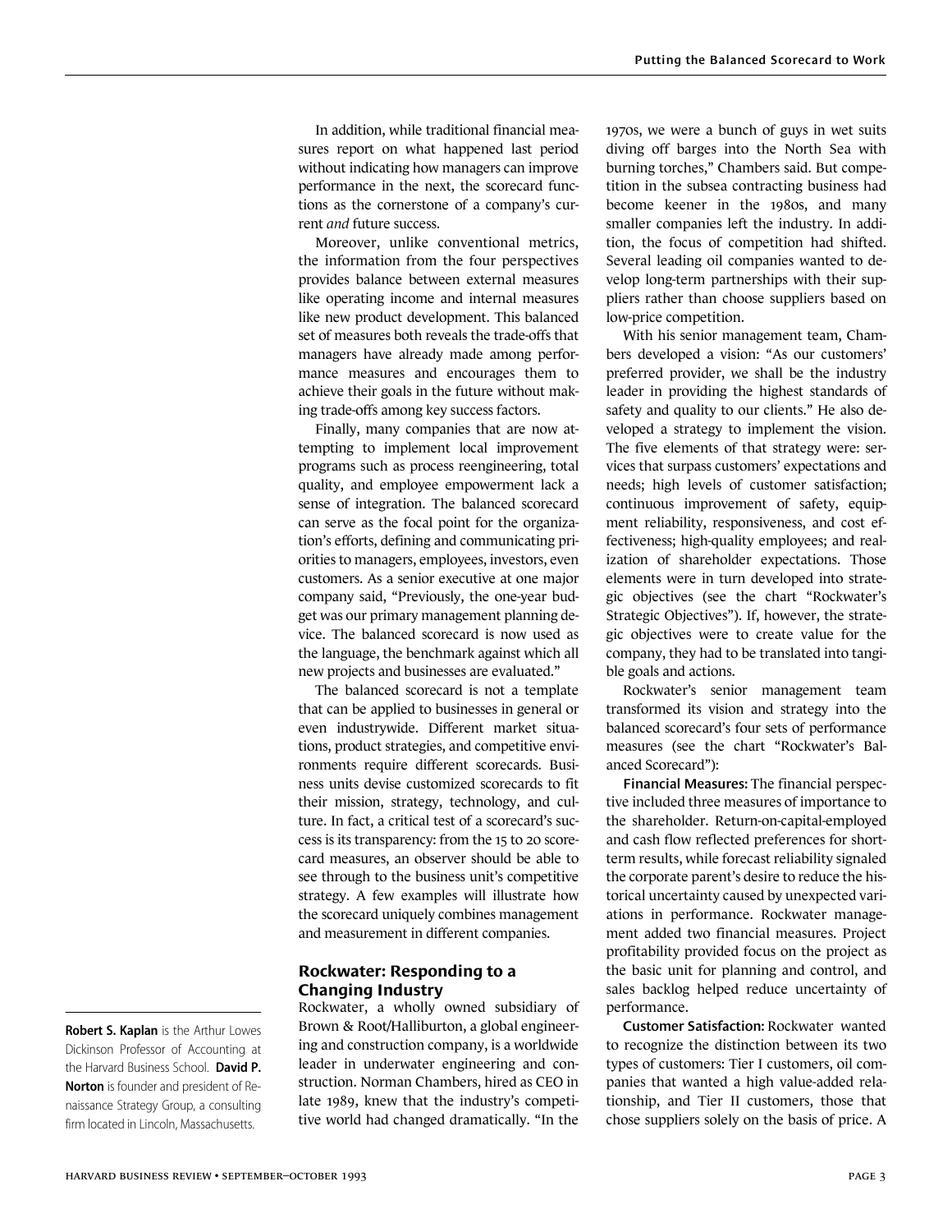In addition, while traditional financial measures report on what happened last period without indicating how managers can improve performance in the next, the scorecard functions as the cornerstone of a company's current *and* future success.

Moreover, unlike conventional metrics, the information from the four perspectives provides balance between external measures like operating income and internal measures like new product development. This balanced set of measures both reveals the trade-offs that managers have already made among performance measures and encourages them to achieve their goals in the future without making trade-offs among key success factors.

Finally, many companies that are now attempting to implement local improvement programs such as process reengineering, total quality, and employee empowerment lack a sense of integration. The balanced scorecard can serve as the focal point for the organization's efforts, defining and communicating priorities to managers, employees, investors, even customers. As a senior executive at one major company said, "Previously, the one-year budget was our primary management planning device. The balanced scorecard is now used as the language, the benchmark against which all new projects and businesses are evaluated."

The balanced scorecard is not a template that can be applied to businesses in general or even industrywide. Different market situations, product strategies, and competitive environments require different scorecards. Business units devise customized scorecards to fit their mission, strategy, technology, and culture. In fact, a critical test of a scorecard's success is its transparency: from the 15 to 20 scorecard measures, an observer should be able to see through to the business unit's competitive strategy. A few examples will illustrate how the scorecard uniquely combines management and measurement in different companies.

## Rockwater: Responding to a Changing Industry

Rockwater, a wholly owned subsidiary of Brown & Root/Halliburton, a global engineering and construction company, is a worldwide leader in underwater engineering and construction. Norman Chambers, hired as CEO in late 1989, knew that the industry's competitive world had changed dramatically. "In the 1970s, we were a bunch of guys in wet suits diving off barges into the North Sea with burning torches," Chambers said. But competition in the subsea contracting business had become keener in the 1980s, and many smaller companies left the industry. In addition, the focus of competition had shifted. Several leading oil companies wanted to develop long-term partnerships with their suppliers rather than choose suppliers based on low-price competition.

With his senior management team, Chambers developed a vision: "As our customers' preferred provider, we shall be the industry leader in providing the highest standards of safety and quality to our clients." He also developed a strategy to implement the vision. The five elements of that strategy were: services that surpass customers' expectations and needs; high levels of customer satisfaction; continuous improvement of safety, equipment reliability, responsiveness, and cost effectiveness; high-quality employees; and realization of shareholder expectations. Those elements were in turn developed into strategic objectives (see the chart "Rockwater's Strategic Objectives"). If, however, the strategic objectives were to create value for the company, they had to be translated into tangible goals and actions.

Rockwater's senior management team transformed its vision and strategy into the balanced scorecard's four sets of performance measures (see the chart "Rockwater's Balanced Scorecard"):

**Financial Measures:** The financial perspective included three measures of importance to the shareholder. Return-on-capital-employed and cash flow reflected preferences for short-term results, while forecast reliability signaled the corporate parent's desire to reduce the historical uncertainty caused by unexpected variations in performance. Rockwater management added two financial measures. Project profitability provided focus on the project as the basic unit for planning and control, and sales backlog helped reduce uncertainty of performance.

**Customer Satisfaction:** Rockwater wanted to recognize the distinction between its two types of customers: Tier I customers, oil companies that wanted a high value-added relationship, and Tier II customers, those that chose suppliers solely on the basis of price. A

---

**Robert S. Kaplan** is the Arthur Lowes Dickinson Professor of Accounting at the Harvard Business School. **David P. Norton** is founder and president of Renaissance Strategy Group, a consulting firm located in Lincoln, Massachusetts.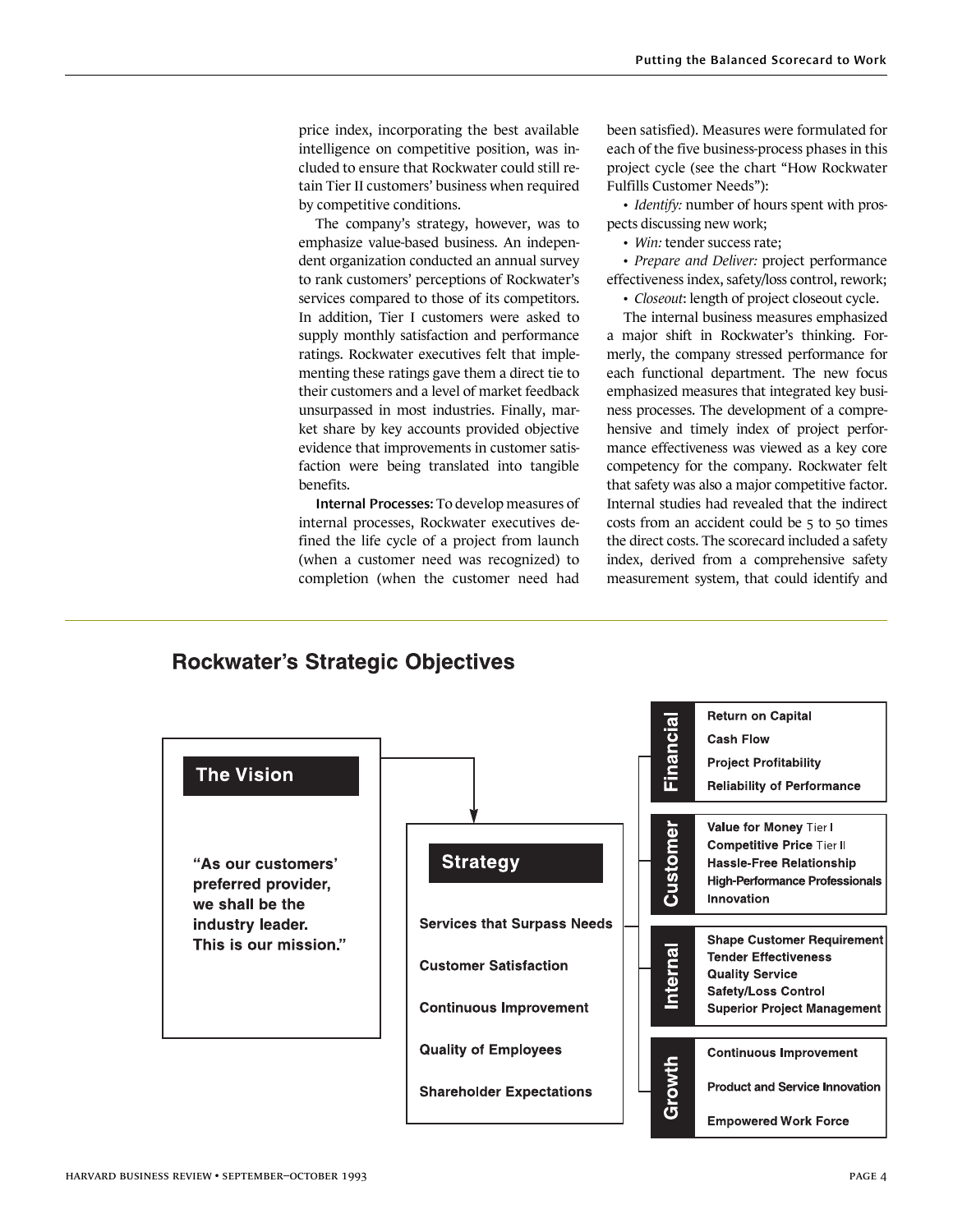price index, incorporating the best available intelligence on competitive position, was included to ensure that Rockwater could still retain Tier II customers' business when required by competitive conditions.

The company's strategy, however, was to emphasize value-based business. An independent organization conducted an annual survey to rank customers' perceptions of Rockwater's services compared to those of its competitors. In addition, Tier I customers were asked to supply monthly satisfaction and performance ratings. Rockwater executives felt that implementing these ratings gave them a direct tie to their customers and a level of market feedback unsurpassed in most industries. Finally, market share by key accounts provided objective evidence that improvements in customer satisfaction were being translated into tangible benefits.

**Internal Processes:** To develop measures of internal processes, Rockwater executives defined the life cycle of a project from launch (when a customer need was recognized) to completion (when the customer need had been satisfied). Measures were formulated for each of the five business-process phases in this project cycle (see the chart "How Rockwater Fulfills Customer Needs"):

- *Identify:* number of hours spent with prospects discussing new work;
- *Win:* tender success rate;
- *Prepare and Deliver:* project performance effectiveness index, safety/loss control, rework;
- *Closeout*: length of project closeout cycle.

The internal business measures emphasized a major shift in Rockwater's thinking. Formerly, the company stressed performance for each functional department. The new focus emphasized measures that integrated key business processes. The development of a comprehensive and timely index of project performance effectiveness was viewed as a key core competency for the company. Rockwater felt that safety was also a major competitive factor. Internal studies had revealed that the indirect costs from an accident could be 5 to 50 times the direct costs. The scorecard included a safety index, derived from a comprehensive safety measurement system, that could identify and

## Rockwater's Strategic Objectives

**The Vision**

"As our customers' preferred provider, we shall be the industry leader. This is our mission."

**Strategy**

Services that Surpass Needs
Customer Satisfaction
Continuous Improvement
Quality of Employees
Shareholder Expectations

**Financial**
Return on Capital
Cash Flow
Project Profitability
Reliability of Performance

**Customer**
Value for Money Tier I
Competitive Price Tier II
Hassle-Free Relationship
High-Performance Professionals
Innovation

**Internal**
Shape Customer Requirement
Tender Effectiveness
Quality Service
Safety/Loss Control
Superior Project Management

**Growth**
Continuous Improvement
Product and Service Innovation
Empowered Work Force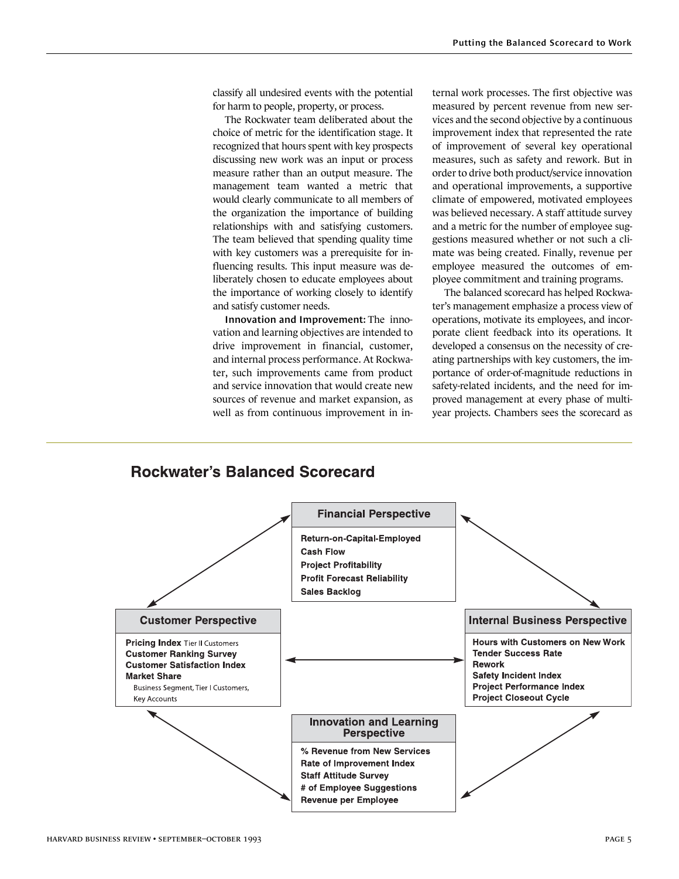classify all undesired events with the potential for harm to people, property, or process.

The Rockwater team deliberated about the choice of metric for the identification stage. It recognized that hours spent with key prospects discussing new work was an input or process measure rather than an output measure. The management team wanted a metric that would clearly communicate to all members of the organization the importance of building relationships with and satisfying customers. The team believed that spending quality time with key customers was a prerequisite for influencing results. This input measure was deliberately chosen to educate employees about the importance of working closely to identify and satisfy customer needs.

**Innovation and Improvement:** The innovation and learning objectives are intended to drive improvement in financial, customer, and internal process performance. At Rockwater, such improvements came from product and service innovation that would create new sources of revenue and market expansion, as well as from continuous improvement in internal work processes. The first objective was measured by percent revenue from new services and the second objective by a continuous improvement index that represented the rate of improvement of several key operational measures, such as safety and rework. But in order to drive both product/service innovation and operational improvements, a supportive climate of empowered, motivated employees was believed necessary. A staff attitude survey and a metric for the number of employee suggestions measured whether or not such a climate was being created. Finally, revenue per employee measured the outcomes of employee commitment and training programs.

The balanced scorecard has helped Rockwater's management emphasize a process view of operations, motivate its employees, and incorporate client feedback into its operations. It developed a consensus on the necessity of creating partnerships with key customers, the importance of order-of-magnitude reductions in safety-related incidents, and the need for improved management at every phase of multiyear projects. Chambers sees the scorecard as

## Rockwater's Balanced Scorecard

**Financial Perspective**
- Return-on-Capital-Employed
- Cash Flow
- Project Profitability
- Profit Forecast Reliability
- Sales Backlog

**Customer Perspective**
- Pricing Index Tier II Customers
- Customer Ranking Survey
- Customer Satisfaction Index
- Market Share
  - Business Segment, Tier I Customers, Key Accounts

**Internal Business Perspective**
- Hours with Customers on New Work
- Tender Success Rate
- Rework
- Safety Incident Index
- Project Performance Index
- Project Closeout Cycle

**Innovation and Learning Perspective**
- % Revenue from New Services
- Rate of Improvement Index
- Staff Attitude Survey
- # of Employee Suggestions
- Revenue per Employee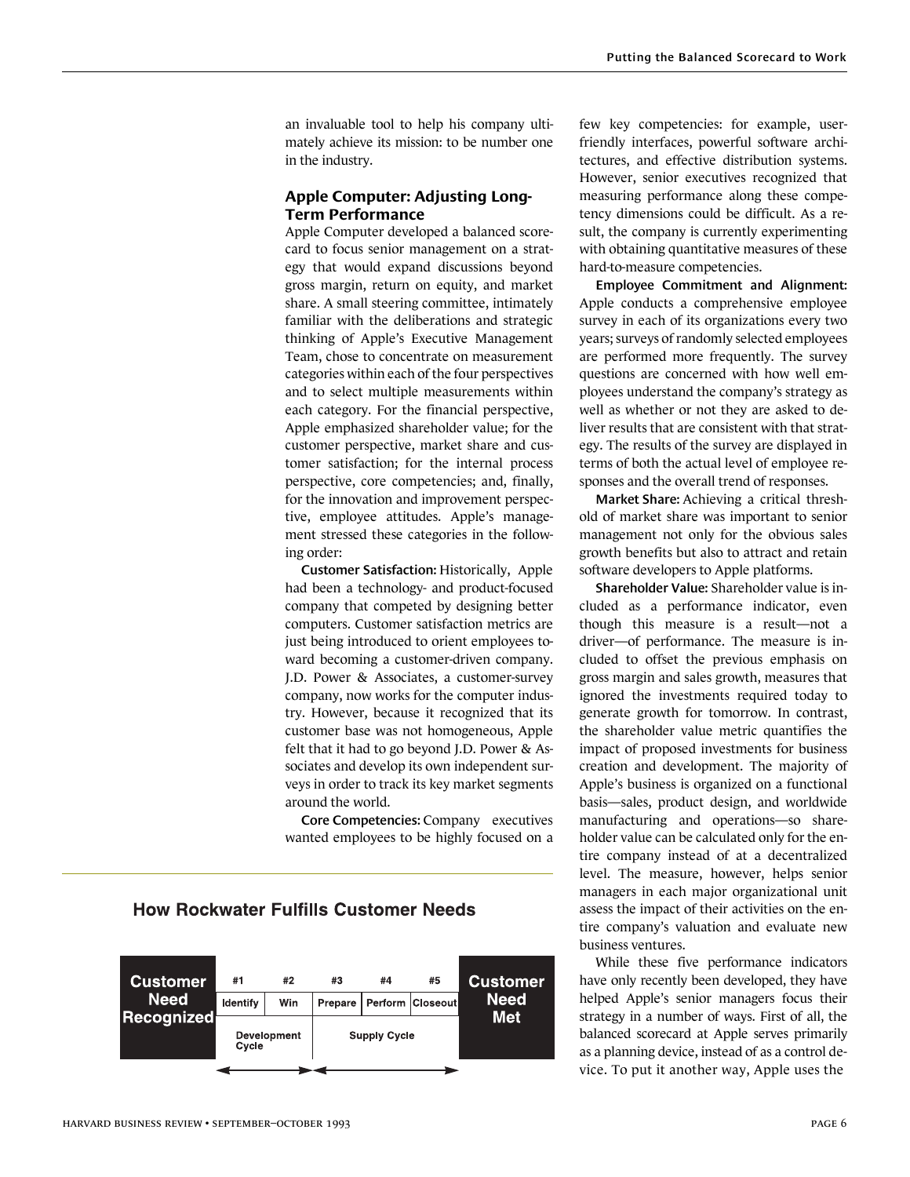an invaluable tool to help his company ultimately achieve its mission: to be number one in the industry.

### Apple Computer: Adjusting Long-Term Performance

Apple Computer developed a balanced scorecard to focus senior management on a strategy that would expand discussions beyond gross margin, return on equity, and market share. A small steering committee, intimately familiar with the deliberations and strategic thinking of Apple's Executive Management Team, chose to concentrate on measurement categories within each of the four perspectives and to select multiple measurements within each category. For the financial perspective, Apple emphasized shareholder value; for the customer perspective, market share and customer satisfaction; for the internal process perspective, core competencies; and, finally, for the innovation and improvement perspective, employee attitudes. Apple's management stressed these categories in the following order:

**Customer Satisfaction:** Historically, Apple had been a technology- and product-focused company that competed by designing better computers. Customer satisfaction metrics are just being introduced to orient employees toward becoming a customer-driven company. J.D. Power & Associates, a customer-survey company, now works for the computer industry. However, because it recognized that its customer base was not homogeneous, Apple felt that it had to go beyond J.D. Power & Associates and develop its own independent surveys in order to track its key market segments around the world.

**Core Competencies:** Company executives wanted employees to be highly focused on a few key competencies: for example, user-friendly interfaces, powerful software architectures, and effective distribution systems. However, senior executives recognized that measuring performance along these competency dimensions could be difficult. As a result, the company is currently experimenting with obtaining quantitative measures of these hard-to-measure competencies.

**Employee Commitment and Alignment:** Apple conducts a comprehensive employee survey in each of its organizations every two years; surveys of randomly selected employees are performed more frequently. The survey questions are concerned with how well employees understand the company's strategy as well as whether or not they are asked to deliver results that are consistent with that strategy. The results of the survey are displayed in terms of both the actual level of employee responses and the overall trend of responses.

**Market Share:** Achieving a critical threshold of market share was important to senior management not only for the obvious sales growth benefits but also to attract and retain software developers to Apple platforms.

**Shareholder Value:** Shareholder value is included as a performance indicator, even though this measure is a result—not a driver—of performance. The measure is included to offset the previous emphasis on gross margin and sales growth, measures that ignored the investments required today to generate growth for tomorrow. In contrast, the shareholder value metric quantifies the impact of proposed investments for business creation and development. The majority of Apple's business is organized on a functional basis—sales, product design, and worldwide manufacturing and operations—so shareholder value can be calculated only for the entire company instead of at a decentralized level. The measure, however, helps senior managers in each major organizational unit assess the impact of their activities on the entire company's valuation and evaluate new business ventures.

While these five performance indicators have only recently been developed, they have helped Apple's senior managers focus their strategy in a number of ways. First of all, the balanced scorecard at Apple serves primarily as a planning device, instead of as a control device. To put it another way, Apple uses the

**How Rockwater Fulfills Customer Needs**

Customer Need Recognized

#1 Identify

#2 Win

#3 Prepare

#4 Perform

#5 Closeout

Development Cycle

Supply Cycle

Customer Need Met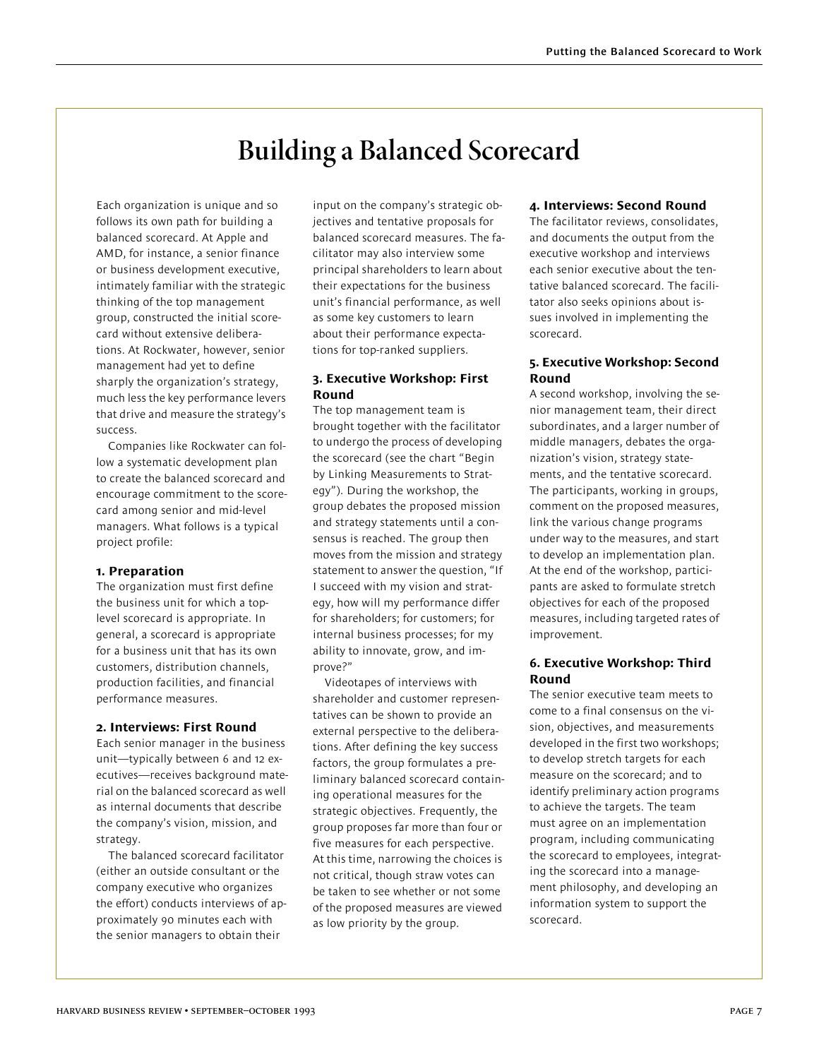# Building a Balanced Scorecard

Each organization is unique and so follows its own path for building a balanced scorecard. At Apple and AMD, for instance, a senior finance or business development executive, intimately familiar with the strategic thinking of the top management group, constructed the initial scorecard without extensive deliberations. At Rockwater, however, senior management had yet to define sharply the organization's strategy, much less the key performance levers that drive and measure the strategy's success.

Companies like Rockwater can follow a systematic development plan to create the balanced scorecard and encourage commitment to the scorecard among senior and mid-level managers. What follows is a typical project profile:

### 1. Preparation

The organization must first define the business unit for which a top-level scorecard is appropriate. In general, a scorecard is appropriate for a business unit that has its own customers, distribution channels, production facilities, and financial performance measures.

### 2. Interviews: First Round

Each senior manager in the business unit—typically between 6 and 12 executives—receives background material on the balanced scorecard as well as internal documents that describe the company's vision, mission, and strategy.

The balanced scorecard facilitator (either an outside consultant or the company executive who organizes the effort) conducts interviews of approximately 90 minutes each with the senior managers to obtain their input on the company's strategic objectives and tentative proposals for balanced scorecard measures. The facilitator may also interview some principal shareholders to learn about their expectations for the business unit's financial performance, as well as some key customers to learn about their performance expectations for top-ranked suppliers.

### 3. Executive Workshop: First Round

The top management team is brought together with the facilitator to undergo the process of developing the scorecard (see the chart "Begin by Linking Measurements to Strategy"). During the workshop, the group debates the proposed mission and strategy statements until a consensus is reached. The group then moves from the mission and strategy statement to answer the question, "If I succeed with my vision and strategy, how will my performance differ for shareholders; for customers; for internal business processes; for my ability to innovate, grow, and improve?"

Videotapes of interviews with shareholder and customer representatives can be shown to provide an external perspective to the deliberations. After defining the key success factors, the group formulates a preliminary balanced scorecard containing operational measures for the strategic objectives. Frequently, the group proposes far more than four or five measures for each perspective. At this time, narrowing the choices is not critical, though straw votes can be taken to see whether or not some of the proposed measures are viewed as low priority by the group.

### 4. Interviews: Second Round

The facilitator reviews, consolidates, and documents the output from the executive workshop and interviews each senior executive about the tentative balanced scorecard. The facilitator also seeks opinions about issues involved in implementing the scorecard.

### 5. Executive Workshop: Second Round

A second workshop, involving the senior management team, their direct subordinates, and a larger number of middle managers, debates the organization's vision, strategy statements, and the tentative scorecard. The participants, working in groups, comment on the proposed measures, link the various change programs under way to the measures, and start to develop an implementation plan. At the end of the workshop, participants are asked to formulate stretch objectives for each of the proposed measures, including targeted rates of improvement.

### 6. Executive Workshop: Third Round

The senior executive team meets to come to a final consensus on the vision, objectives, and measurements developed in the first two workshops; to develop stretch targets for each measure on the scorecard; and to identify preliminary action programs to achieve the targets. The team must agree on an implementation program, including communicating the scorecard to employees, integrating the scorecard into a management philosophy, and developing an information system to support the scorecard.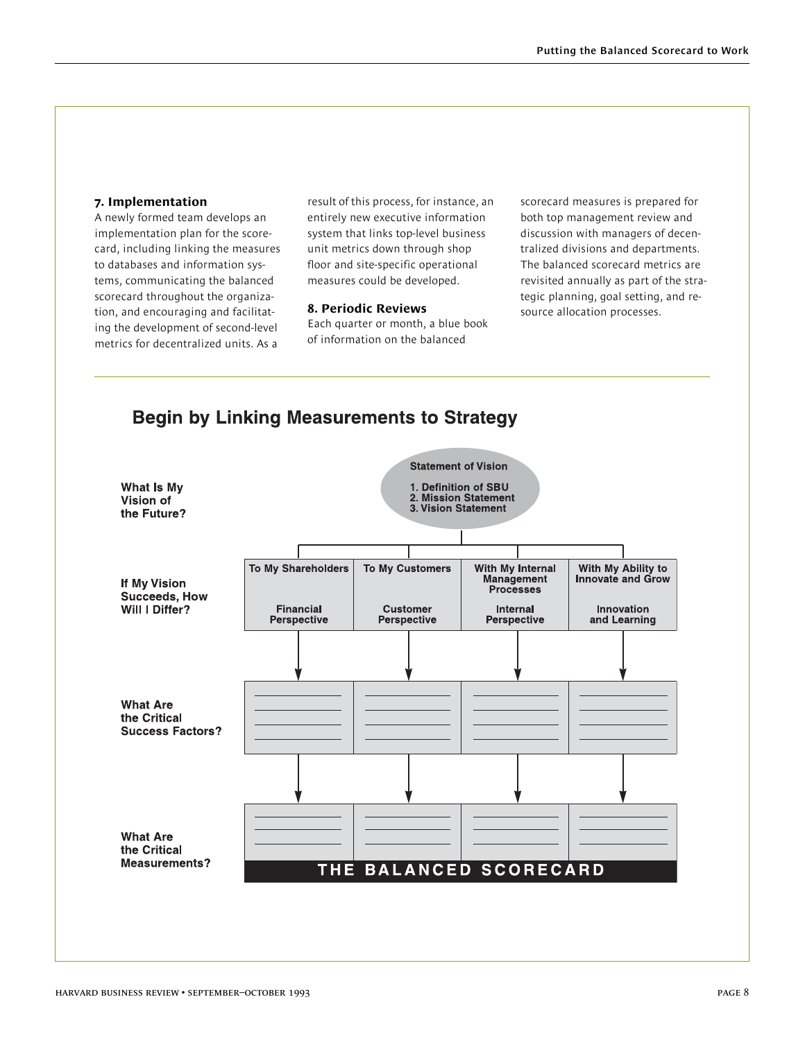### 7. Implementation

A newly formed team develops an implementation plan for the scorecard, including linking the measures to databases and information systems, communicating the balanced scorecard throughout the organization, and encouraging and facilitating the development of second-level metrics for decentralized units. As a result of this process, for instance, an entirely new executive information system that links top-level business unit metrics down through shop floor and site-specific operational measures could be developed.

### 8. Periodic Reviews

Each quarter or month, a blue book of information on the balanced scorecard measures is prepared for both top management review and discussion with managers of decentralized divisions and departments. The balanced scorecard metrics are revisited annually as part of the strategic planning, goal setting, and resource allocation processes.

## Begin by Linking Measurements to Strategy

**What Is My Vision of the Future?**

**Statement of Vision**
1. Definition of SBU
2. Mission Statement
3. Vision Statement

**If My Vision Succeeds, How Will I Differ?**

| To My Shareholders | To My Customers | With My Internal Management Processes | With My Ability to Innovate and Grow |
| --- | --- | --- | --- |
| Financial Perspective | Customer Perspective | Internal Perspective | Innovation and Learning |

**What Are the Critical Success Factors?**

**What Are the Critical Measurements?**

**THE BALANCED SCORECARD**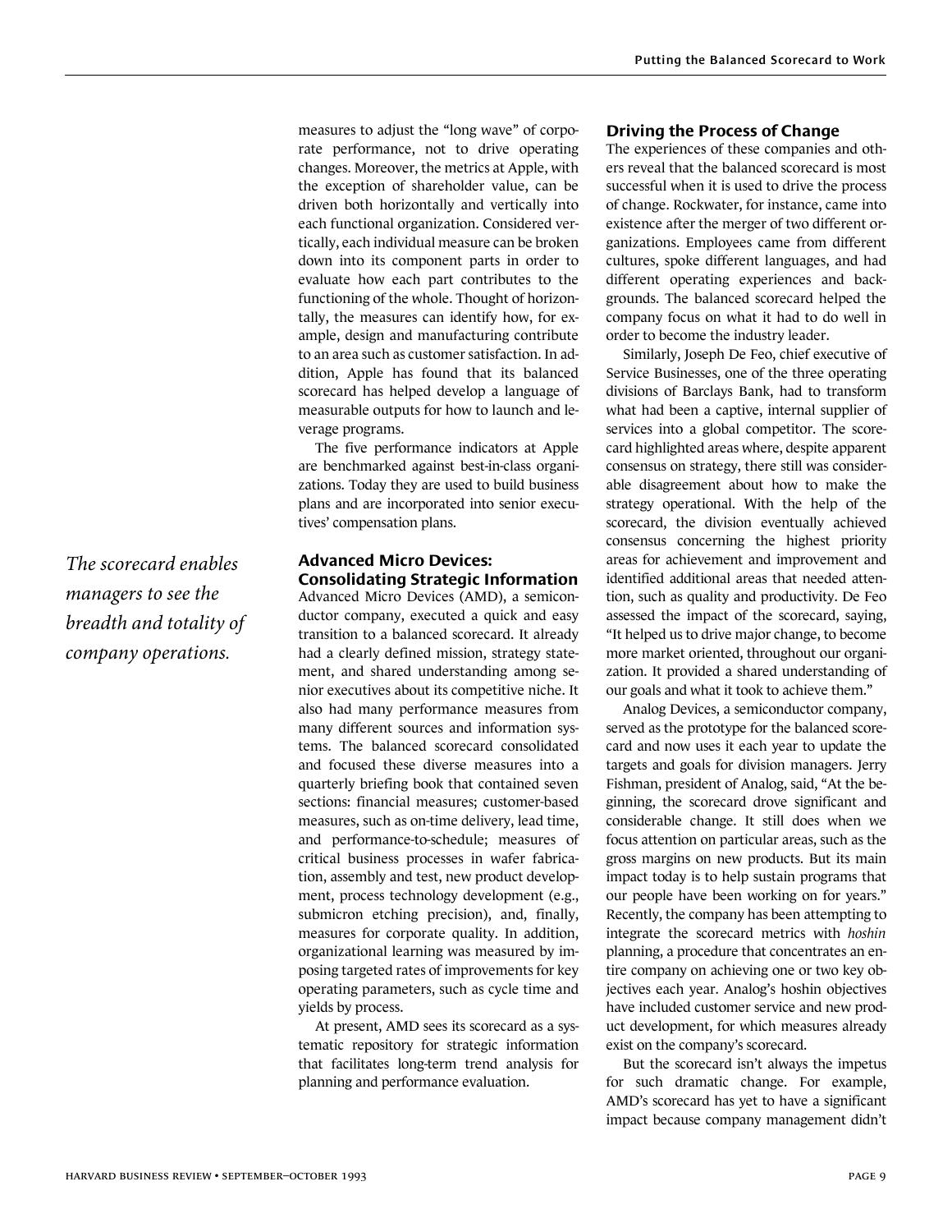measures to adjust the "long wave" of corporate performance, not to drive operating changes. Moreover, the metrics at Apple, with the exception of shareholder value, can be driven both horizontally and vertically into each functional organization. Considered vertically, each individual measure can be broken down into its component parts in order to evaluate how each part contributes to the functioning of the whole. Thought of horizontally, the measures can identify how, for example, design and manufacturing contribute to an area such as customer satisfaction. In addition, Apple has found that its balanced scorecard has helped develop a language of measurable outputs for how to launch and leverage programs.

The five performance indicators at Apple are benchmarked against best-in-class organizations. Today they are used to build business plans and are incorporated into senior executives' compensation plans.

*The scorecard enables managers to see the breadth and totality of company operations.*

### Advanced Micro Devices: Consolidating Strategic Information

Advanced Micro Devices (AMD), a semiconductor company, executed a quick and easy transition to a balanced scorecard. It already had a clearly defined mission, strategy statement, and shared understanding among senior executives about its competitive niche. It also had many performance measures from many different sources and information systems. The balanced scorecard consolidated and focused these diverse measures into a quarterly briefing book that contained seven sections: financial measures; customer-based measures, such as on-time delivery, lead time, and performance-to-schedule; measures of critical business processes in wafer fabrication, assembly and test, new product development, process technology development (e.g., submicron etching precision), and, finally, measures for corporate quality. In addition, organizational learning was measured by imposing targeted rates of improvements for key operating parameters, such as cycle time and yields by process.

At present, AMD sees its scorecard as a systematic repository for strategic information that facilitates long-term trend analysis for planning and performance evaluation.

### Driving the Process of Change

The experiences of these companies and others reveal that the balanced scorecard is most successful when it is used to drive the process of change. Rockwater, for instance, came into existence after the merger of two different organizations. Employees came from different cultures, spoke different languages, and had different operating experiences and backgrounds. The balanced scorecard helped the company focus on what it had to do well in order to become the industry leader.

Similarly, Joseph De Feo, chief executive of Service Businesses, one of the three operating divisions of Barclays Bank, had to transform what had been a captive, internal supplier of services into a global competitor. The scorecard highlighted areas where, despite apparent consensus on strategy, there still was considerable disagreement about how to make the strategy operational. With the help of the scorecard, the division eventually achieved consensus concerning the highest priority areas for achievement and improvement and identified additional areas that needed attention, such as quality and productivity. De Feo assessed the impact of the scorecard, saying, "It helped us to drive major change, to become more market oriented, throughout our organization. It provided a shared understanding of our goals and what it took to achieve them."

Analog Devices, a semiconductor company, served as the prototype for the balanced scorecard and now uses it each year to update the targets and goals for division managers. Jerry Fishman, president of Analog, said, "At the beginning, the scorecard drove significant and considerable change. It still does when we focus attention on particular areas, such as the gross margins on new products. But its main impact today is to help sustain programs that our people have been working on for years." Recently, the company has been attempting to integrate the scorecard metrics with *hoshin* planning, a procedure that concentrates an entire company on achieving one or two key objectives each year. Analog's hoshin objectives have included customer service and new product development, for which measures already exist on the company's scorecard.

But the scorecard isn't always the impetus for such dramatic change. For example, AMD's scorecard has yet to have a significant impact because company management didn't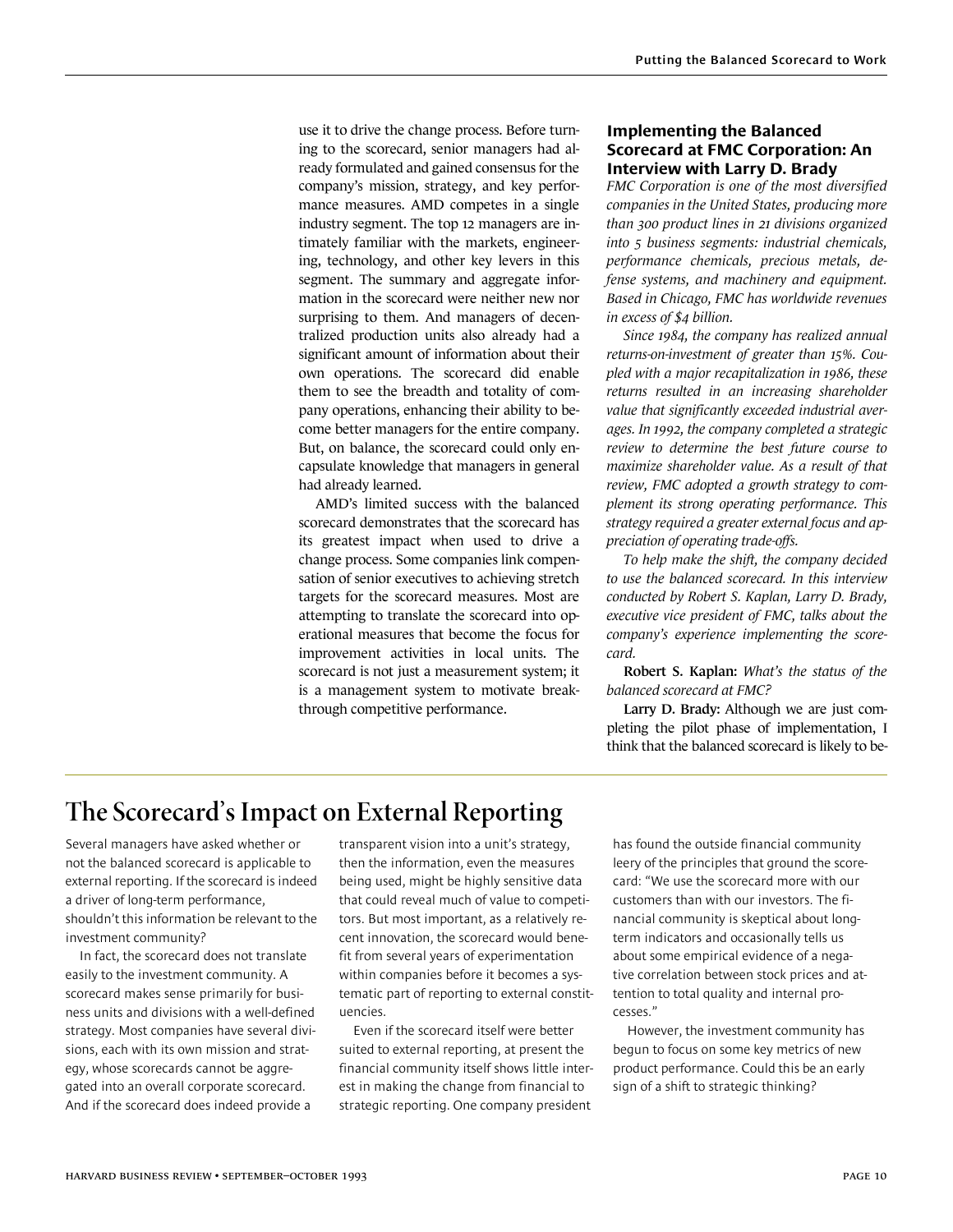use it to drive the change process. Before turning to the scorecard, senior managers had already formulated and gained consensus for the company's mission, strategy, and key performance measures. AMD competes in a single industry segment. The top 12 managers are intimately familiar with the markets, engineering, technology, and other key levers in this segment. The summary and aggregate information in the scorecard were neither new nor surprising to them. And managers of decentralized production units also already had a significant amount of information about their own operations. The scorecard did enable them to see the breadth and totality of company operations, enhancing their ability to become better managers for the entire company. But, on balance, the scorecard could only encapsulate knowledge that managers in general had already learned.

AMD's limited success with the balanced scorecard demonstrates that the scorecard has its greatest impact when used to drive a change process. Some companies link compensation of senior executives to achieving stretch targets for the scorecard measures. Most are attempting to translate the scorecard into operational measures that become the focus for improvement activities in local units. The scorecard is not just a measurement system; it is a management system to motivate breakthrough competitive performance.

### Implementing the Balanced Scorecard at FMC Corporation: An Interview with Larry D. Brady

*FMC Corporation is one of the most diversified companies in the United States, producing more than 300 product lines in 21 divisions organized into 5 business segments: industrial chemicals, performance chemicals, precious metals, defense systems, and machinery and equipment. Based in Chicago, FMC has worldwide revenues in excess of $4 billion.*

*Since 1984, the company has realized annual returns-on-investment of greater than 15%. Coupled with a major recapitalization in 1986, these returns resulted in an increasing shareholder value that significantly exceeded industrial averages. In 1992, the company completed a strategic review to determine the best future course to maximize shareholder value. As a result of that review, FMC adopted a growth strategy to complement its strong operating performance. This strategy required a greater external focus and appreciation of operating trade-offs.*

*To help make the shift, the company decided to use the balanced scorecard. In this interview conducted by Robert S. Kaplan, Larry D. Brady, executive vice president of FMC, talks about the company's experience implementing the scorecard.*

**Robert S. Kaplan:** *What's the status of the balanced scorecard at FMC?*

**Larry D. Brady:** Although we are just completing the pilot phase of implementation, I think that the balanced scorecard is likely to be-

## The Scorecard's Impact on External Reporting

Several managers have asked whether or not the balanced scorecard is applicable to external reporting. If the scorecard is indeed a driver of long-term performance, shouldn't this information be relevant to the investment community?

In fact, the scorecard does not translate easily to the investment community. A scorecard makes sense primarily for business units and divisions with a well-defined strategy. Most companies have several divisions, each with its own mission and strategy, whose scorecards cannot be aggregated into an overall corporate scorecard. And if the scorecard does indeed provide a transparent vision into a unit's strategy, then the information, even the measures being used, might be highly sensitive data that could reveal much of value to competitors. But most important, as a relatively recent innovation, the scorecard would benefit from several years of experimentation within companies before it becomes a systematic part of reporting to external constituencies.

Even if the scorecard itself were better suited to external reporting, at present the financial community itself shows little interest in making the change from financial to strategic reporting. One company president has found the outside financial community leery of the principles that ground the scorecard: "We use the scorecard more with our customers than with our investors. The financial community is skeptical about long-term indicators and occasionally tells us about some empirical evidence of a negative correlation between stock prices and attention to total quality and internal processes."

However, the investment community has begun to focus on some key metrics of new product performance. Could this be an early sign of a shift to strategic thinking?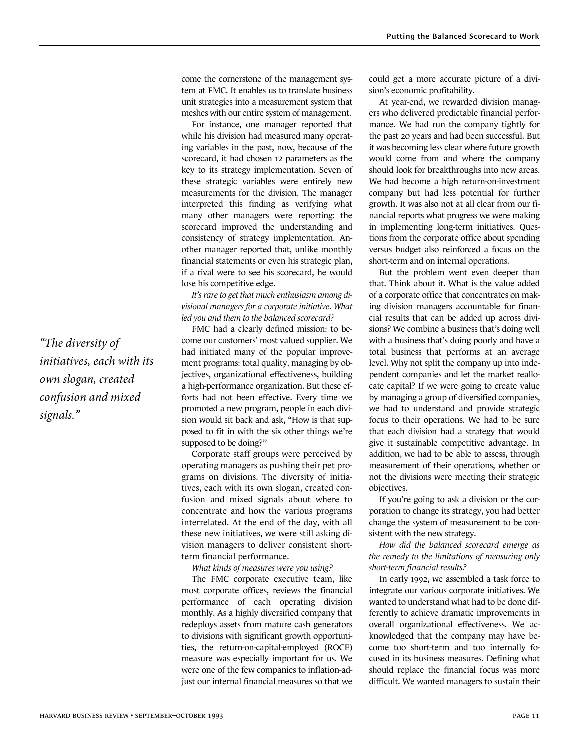come the cornerstone of the management system at FMC. It enables us to translate business unit strategies into a measurement system that meshes with our entire system of management.

For instance, one manager reported that while his division had measured many operating variables in the past, now, because of the scorecard, it had chosen 12 parameters as the key to its strategy implementation. Seven of these strategic variables were entirely new measurements for the division. The manager interpreted this finding as verifying what many other managers were reporting: the scorecard improved the understanding and consistency of strategy implementation. Another manager reported that, unlike monthly financial statements or even his strategic plan, if a rival were to see his scorecard, he would lose his competitive edge.

*It's rare to get that much enthusiasm among divisional managers for a corporate initiative. What led you and them to the balanced scorecard?*

FMC had a clearly defined mission: to become our customers' most valued supplier. We had initiated many of the popular improvement programs: total quality, managing by objectives, organizational effectiveness, building a high-performance organization. But these efforts had not been effective. Every time we promoted a new program, people in each division would sit back and ask, "How is that supposed to fit in with the six other things we're supposed to be doing?"

Corporate staff groups were perceived by operating managers as pushing their pet programs on divisions. The diversity of initiatives, each with its own slogan, created confusion and mixed signals about where to concentrate and how the various programs interrelated. At the end of the day, with all these new initiatives, we were still asking division managers to deliver consistent short-term financial performance.

*"The diversity of initiatives, each with its own slogan, created confusion and mixed signals."*

*What kinds of measures were you using?*

The FMC corporate executive team, like most corporate offices, reviews the financial performance of each operating division monthly. As a highly diversified company that redeploys assets from mature cash generators to divisions with significant growth opportunities, the return-on-capital-employed (ROCE) measure was especially important for us. We were one of the few companies to inflation-adjust our internal financial measures so that we could get a more accurate picture of a division's economic profitability.

At year-end, we rewarded division managers who delivered predictable financial performance. We had run the company tightly for the past 20 years and had been successful. But it was becoming less clear where future growth would come from and where the company should look for breakthroughs into new areas. We had become a high return-on-investment company but had less potential for further growth. It was also not at all clear from our financial reports what progress we were making in implementing long-term initiatives. Questions from the corporate office about spending versus budget also reinforced a focus on the short-term and on internal operations.

But the problem went even deeper than that. Think about it. What is the value added of a corporate office that concentrates on making division managers accountable for financial results that can be added up across divisions? We combine a business that's doing well with a business that's doing poorly and have a total business that performs at an average level. Why not split the company up into independent companies and let the market reallocate capital? If we were going to create value by managing a group of diversified companies, we had to understand and provide strategic focus to their operations. We had to be sure that each division had a strategy that would give it sustainable competitive advantage. In addition, we had to be able to assess, through measurement of their operations, whether or not the divisions were meeting their strategic objectives.

If you're going to ask a division or the corporation to change its strategy, you had better change the system of measurement to be consistent with the new strategy.

*How did the balanced scorecard emerge as the remedy to the limitations of measuring only short-term financial results?*

In early 1992, we assembled a task force to integrate our various corporate initiatives. We wanted to understand what had to be done differently to achieve dramatic improvements in overall organizational effectiveness. We acknowledged that the company may have become too short-term and too internally focused in its business measures. Defining what should replace the financial focus was more difficult. We wanted managers to sustain their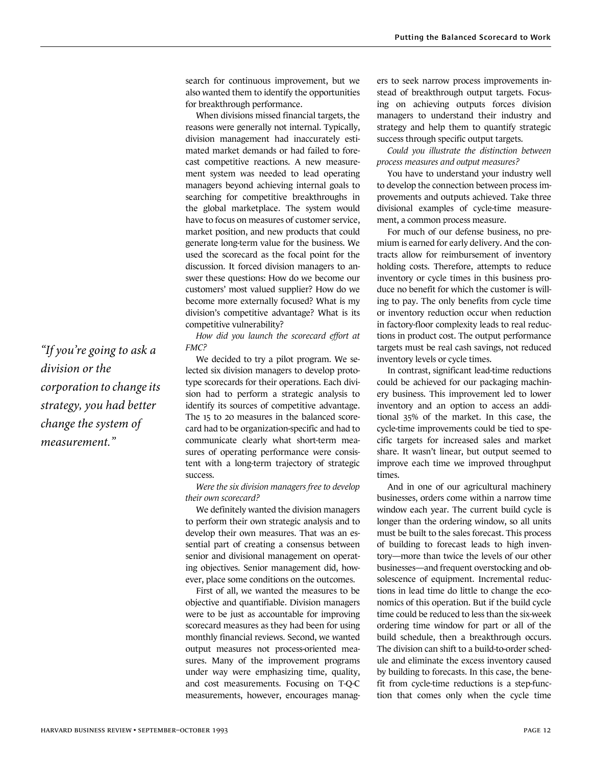search for continuous improvement, but we also wanted them to identify the opportunities for breakthrough performance.

When divisions missed financial targets, the reasons were generally not internal. Typically, division management had inaccurately estimated market demands or had failed to forecast competitive reactions. A new measurement system was needed to lead operating managers beyond achieving internal goals to searching for competitive breakthroughs in the global marketplace. The system would have to focus on measures of customer service, market position, and new products that could generate long-term value for the business. We used the scorecard as the focal point for the discussion. It forced division managers to answer these questions: How do we become our customers' most valued supplier? How do we become more externally focused? What is my division's competitive advantage? What is its competitive vulnerability?

*How did you launch the scorecard effort at FMC?*

We decided to try a pilot program. We selected six division managers to develop prototype scorecards for their operations. Each division had to perform a strategic analysis to identify its sources of competitive advantage. The 15 to 20 measures in the balanced scorecard had to be organization-specific and had to communicate clearly what short-term measures of operating performance were consistent with a long-term trajectory of strategic success.

*Were the six division managers free to develop their own scorecard?*

We definitely wanted the division managers to perform their own strategic analysis and to develop their own measures. That was an essential part of creating a consensus between senior and divisional management on operating objectives. Senior management did, however, place some conditions on the outcomes.

First of all, we wanted the measures to be objective and quantifiable. Division managers were to be just as accountable for improving scorecard measures as they had been for using monthly financial reviews. Second, we wanted output measures not process-oriented measures. Many of the improvement programs under way were emphasizing time, quality, and cost measurements. Focusing on T-Q-C measurements, however, encourages managers to seek narrow process improvements instead of breakthrough output targets. Focusing on achieving outputs forces division managers to understand their industry and strategy and help them to quantify strategic success through specific output targets.

*"If you're going to ask a division or the corporation to change its strategy, you had better change the system of measurement."*

*Could you illustrate the distinction between process measures and output measures?*

You have to understand your industry well to develop the connection between process improvements and outputs achieved. Take three divisional examples of cycle-time measurement, a common process measure.

For much of our defense business, no premium is earned for early delivery. And the contracts allow for reimbursement of inventory holding costs. Therefore, attempts to reduce inventory or cycle times in this business produce no benefit for which the customer is willing to pay. The only benefits from cycle time or inventory reduction occur when reduction in factory-floor complexity leads to real reductions in product cost. The output performance targets must be real cash savings, not reduced inventory levels or cycle times.

In contrast, significant lead-time reductions could be achieved for our packaging machinery business. This improvement led to lower inventory and an option to access an additional 35% of the market. In this case, the cycle-time improvements could be tied to specific targets for increased sales and market share. It wasn't linear, but output seemed to improve each time we improved throughput times.

And in one of our agricultural machinery businesses, orders come within a narrow time window each year. The current build cycle is longer than the ordering window, so all units must be built to the sales forecast. This process of building to forecast leads to high inventory—more than twice the levels of our other businesses—and frequent overstocking and obsolescence of equipment. Incremental reductions in lead time do little to change the economics of this operation. But if the build cycle time could be reduced to less than the six-week ordering time window for part or all of the build schedule, then a breakthrough occurs. The division can shift to a build-to-order schedule and eliminate the excess inventory caused by building to forecasts. In this case, the benefit from cycle-time reductions is a step-function that comes only when the cycle time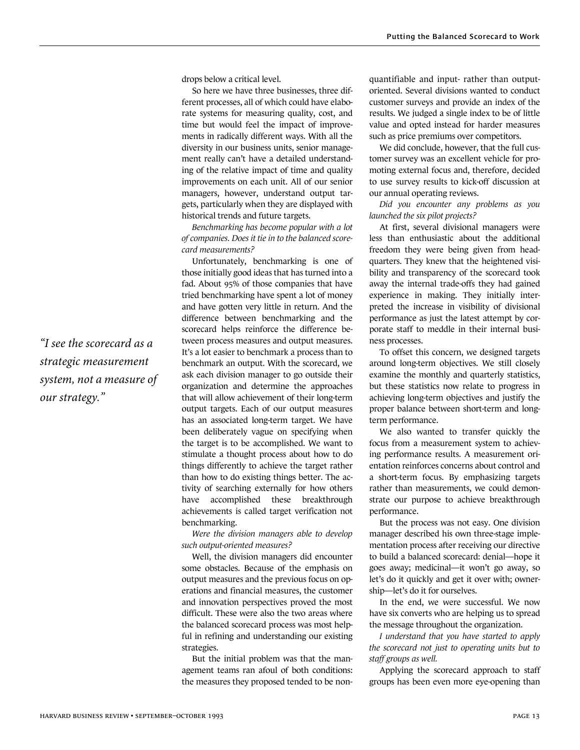drops below a critical level.

So here we have three businesses, three different processes, all of which could have elaborate systems for measuring quality, cost, and time but would feel the impact of improvements in radically different ways. With all the diversity in our business units, senior management really can't have a detailed understanding of the relative impact of time and quality improvements on each unit. All of our senior managers, however, understand output targets, particularly when they are displayed with historical trends and future targets.

*Benchmarking has become popular with a lot of companies. Does it tie in to the balanced scorecard measurements?*

Unfortunately, benchmarking is one of those initially good ideas that has turned into a fad. About 95% of those companies that have tried benchmarking have spent a lot of money and have gotten very little in return. And the difference between benchmarking and the scorecard helps reinforce the difference between process measures and output measures. It's a lot easier to benchmark a process than to benchmark an output. With the scorecard, we ask each division manager to go outside their organization and determine the approaches that will allow achievement of their long-term output targets. Each of our output measures has an associated long-term target. We have been deliberately vague on specifying when the target is to be accomplished. We want to stimulate a thought process about how to do things differently to achieve the target rather than how to do existing things better. The activity of searching externally for how others have accomplished these breakthrough achievements is called target verification not benchmarking.

*"I see the scorecard as a strategic measurement system, not a measure of our strategy."*

*Were the division managers able to develop such output-oriented measures?*

Well, the division managers did encounter some obstacles. Because of the emphasis on output measures and the previous focus on operations and financial measures, the customer and innovation perspectives proved the most difficult. These were also the two areas where the balanced scorecard process was most helpful in refining and understanding our existing strategies.

But the initial problem was that the management teams ran afoul of both conditions: the measures they proposed tended to be non-quantifiable and input- rather than output-oriented. Several divisions wanted to conduct customer surveys and provide an index of the results. We judged a single index to be of little value and opted instead for harder measures such as price premiums over competitors.

We did conclude, however, that the full customer survey was an excellent vehicle for promoting external focus and, therefore, decided to use survey results to kick-off discussion at our annual operating reviews.

*Did you encounter any problems as you launched the six pilot projects?*

At first, several divisional managers were less than enthusiastic about the additional freedom they were being given from headquarters. They knew that the heightened visibility and transparency of the scorecard took away the internal trade-offs they had gained experience in making. They initially interpreted the increase in visibility of divisional performance as just the latest attempt by corporate staff to meddle in their internal business processes.

To offset this concern, we designed targets around long-term objectives. We still closely examine the monthly and quarterly statistics, but these statistics now relate to progress in achieving long-term objectives and justify the proper balance between short-term and long-term performance.

We also wanted to transfer quickly the focus from a measurement system to achieving performance results. A measurement orientation reinforces concerns about control and a short-term focus. By emphasizing targets rather than measurements, we could demonstrate our purpose to achieve breakthrough performance.

But the process was not easy. One division manager described his own three-stage implementation process after receiving our directive to build a balanced scorecard: denial—hope it goes away; medicinal—it won't go away, so let's do it quickly and get it over with; ownership—let's do it for ourselves.

In the end, we were successful. We now have six converts who are helping us to spread the message throughout the organization.

*I understand that you have started to apply the scorecard not just to operating units but to staff groups as well.*

Applying the scorecard approach to staff groups has been even more eye-opening than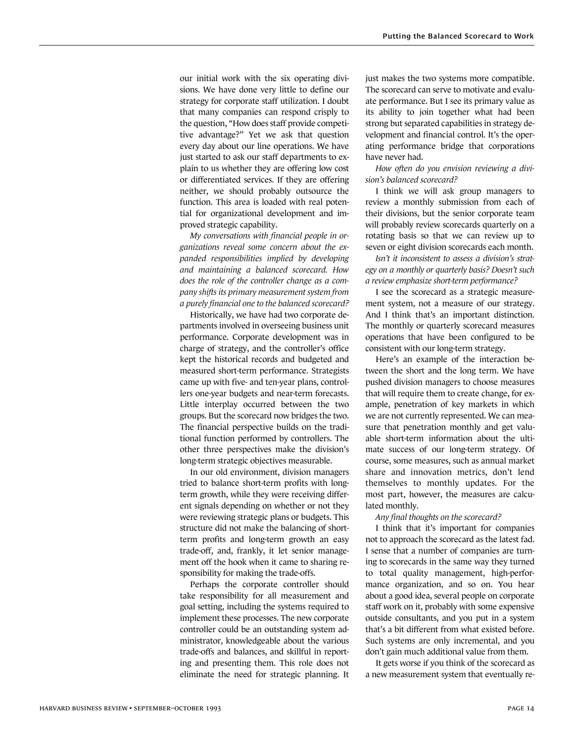our initial work with the six operating divisions. We have done very little to define our strategy for corporate staff utilization. I doubt that many companies can respond crisply to the question, "How does staff provide competitive advantage?" Yet we ask that question every day about our line operations. We have just started to ask our staff departments to explain to us whether they are offering low cost or differentiated services. If they are offering neither, we should probably outsource the function. This area is loaded with real potential for organizational development and improved strategic capability.

*My conversations with financial people in organizations reveal some concern about the expanded responsibilities implied by developing and maintaining a balanced scorecard. How does the role of the controller change as a company shifts its primary measurement system from a purely financial one to the balanced scorecard?*

Historically, we have had two corporate departments involved in overseeing business unit performance. Corporate development was in charge of strategy, and the controller's office kept the historical records and budgeted and measured short-term performance. Strategists came up with five- and ten-year plans, controllers one-year budgets and near-term forecasts. Little interplay occurred between the two groups. But the scorecard now bridges the two. The financial perspective builds on the traditional function performed by controllers. The other three perspectives make the division's long-term strategic objectives measurable.

In our old environment, division managers tried to balance short-term profits with long-term growth, while they were receiving different signals depending on whether or not they were reviewing strategic plans or budgets. This structure did not make the balancing of short-term profits and long-term growth an easy trade-off, and, frankly, it let senior management off the hook when it came to sharing responsibility for making the trade-offs.

Perhaps the corporate controller should take responsibility for all measurement and goal setting, including the systems required to implement these processes. The new corporate controller could be an outstanding system administrator, knowledgeable about the various trade-offs and balances, and skillful in reporting and presenting them. This role does not eliminate the need for strategic planning. It just makes the two systems more compatible. The scorecard can serve to motivate and evaluate performance. But I see its primary value as its ability to join together what had been strong but separated capabilities in strategy development and financial control. It's the operating performance bridge that corporations have never had.

*How often do you envision reviewing a division's balanced scorecard?*

I think we will ask group managers to review a monthly submission from each of their divisions, but the senior corporate team will probably review scorecards quarterly on a rotating basis so that we can review up to seven or eight division scorecards each month.

*Isn't it inconsistent to assess a division's strategy on a monthly or quarterly basis? Doesn't such a review emphasize short-term performance?*

I see the scorecard as a strategic measurement system, not a measure of our strategy. And I think that's an important distinction. The monthly or quarterly scorecard measures operations that have been configured to be consistent with our long-term strategy.

Here's an example of the interaction between the short and the long term. We have pushed division managers to choose measures that will require them to create change, for example, penetration of key markets in which we are not currently represented. We can measure that penetration monthly and get valuable short-term information about the ultimate success of our long-term strategy. Of course, some measures, such as annual market share and innovation metrics, don't lend themselves to monthly updates. For the most part, however, the measures are calculated monthly.

*Any final thoughts on the scorecard?*

I think that it's important for companies not to approach the scorecard as the latest fad. I sense that a number of companies are turning to scorecards in the same way they turned to total quality management, high-performance organization, and so on. You hear about a good idea, several people on corporate staff work on it, probably with some expensive outside consultants, and you put in a system that's a bit different from what existed before. Such systems are only incremental, and you don't gain much additional value from them.

It gets worse if you think of the scorecard as a new measurement system that eventually re-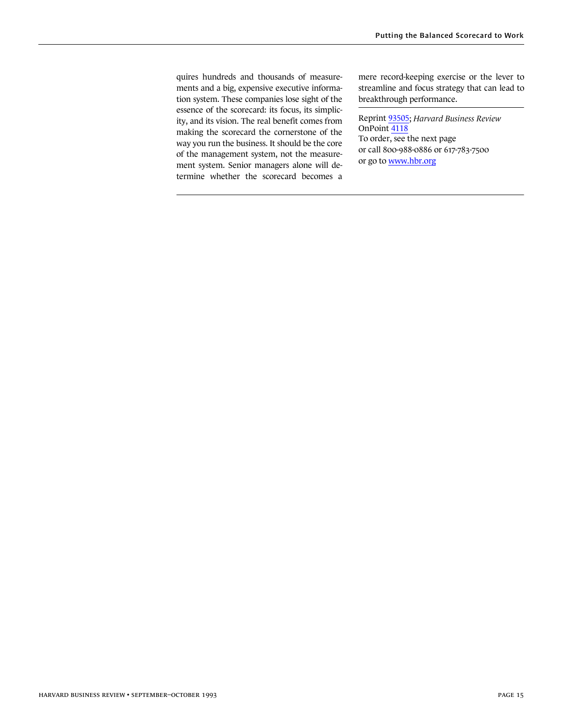quires hundreds and thousands of measurements and a big, expensive executive information system. These companies lose sight of the essence of the scorecard: its focus, its simplicity, and its vision. The real benefit comes from making the scorecard the cornerstone of the way you run the business. It should be the core of the management system, not the measurement system. Senior managers alone will determine whether the scorecard becomes a mere record-keeping exercise or the lever to streamline and focus strategy that can lead to breakthrough performance.

---

Reprint [93505](93505); *Harvard Business Review* OnPoint [4118](4118)
To order, see the next page
or call 800-988-0886 or 617-783-7500
or go to [www.hbr.org](www.hbr.org)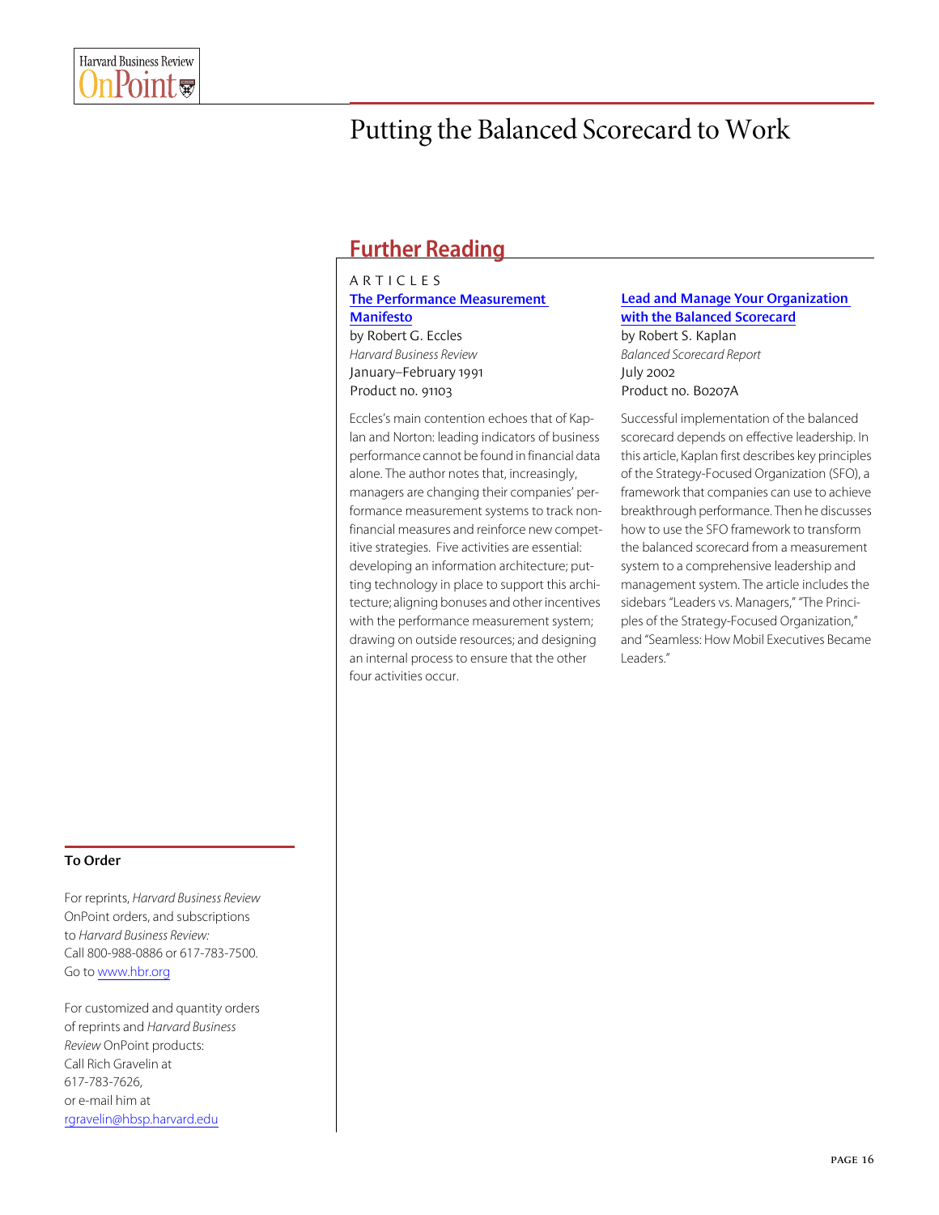## Further Reading

ARTICLES

**The Performance Measurement Manifesto**
by Robert G. Eccles
*Harvard Business Review*
January–February 1991
Product no. 91103

Eccles's main contention echoes that of Kaplan and Norton: leading indicators of business performance cannot be found in financial data alone. The author notes that, increasingly, managers are changing their companies' performance measurement systems to track nonfinancial measures and reinforce new competitive strategies. Five activities are essential: developing an information architecture; putting technology in place to support this architecture; aligning bonuses and other incentives with the performance measurement system; drawing on outside resources; and designing an internal process to ensure that the other four activities occur.

**Lead and Manage Your Organization with the Balanced Scorecard**
by Robert S. Kaplan
*Balanced Scorecard Report*
July 2002
Product no. B0207A

Successful implementation of the balanced scorecard depends on effective leadership. In this article, Kaplan first describes key principles of the Strategy-Focused Organization (SFO), a framework that companies can use to achieve breakthrough performance. Then he discusses how to use the SFO framework to transform the balanced scorecard from a measurement system to a comprehensive leadership and management system. The article includes the sidebars "Leaders vs. Managers," "The Principles of the Strategy-Focused Organization," and "Seamless: How Mobil Executives Became Leaders."

### To Order

For reprints, *Harvard Business Review* OnPoint orders, and subscriptions to *Harvard Business Review:*
Call 800-988-0886 or 617-783-7500.
Go to www.hbr.org

For customized and quantity orders of reprints and *Harvard Business Review* OnPoint products:
Call Rich Gravelin at
617-783-7626,
or e-mail him at
rgravelin@hbsp.harvard.edu